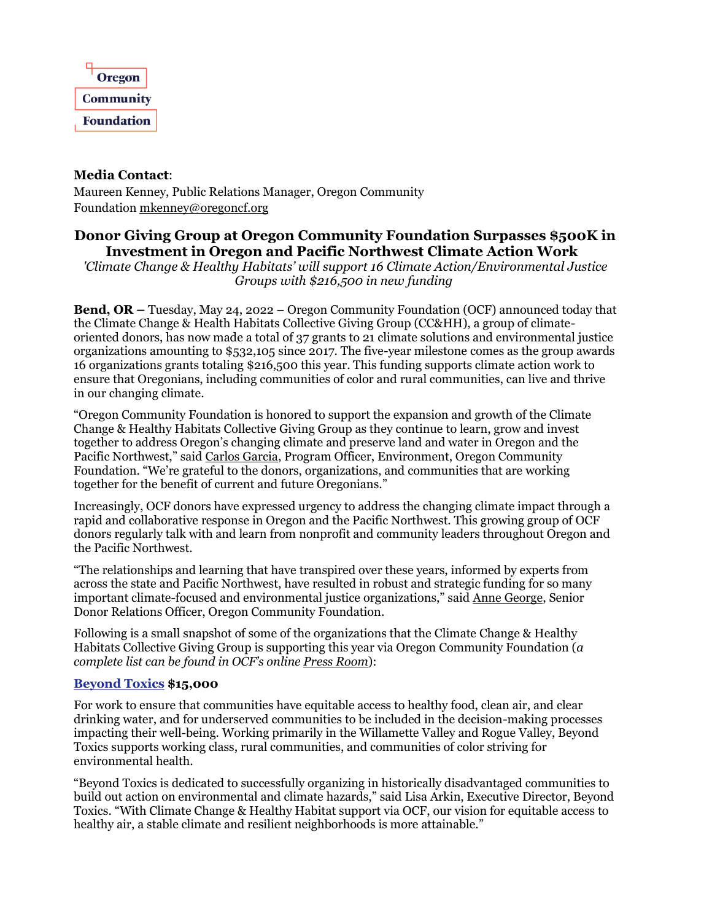Oregon Community Foundation

**Media Contact**:
Maureen Kenney, Public Relations Manager, Oregon Community Foundation mkenney@oregoncf.org

# Donor Giving Group at Oregon Community Foundation Surpasses $500K in Investment in Oregon and Pacific Northwest Climate Action Work

*'Climate Change & Healthy Habitats' will support 16 Climate Action/Environmental Justice Groups with $216,500 in new funding*

**Bend, OR –** Tuesday, May 24, 2022 – Oregon Community Foundation (OCF) announced today that the Climate Change & Health Habitats Collective Giving Group (CC&HH), a group of climate-oriented donors, has now made a total of 37 grants to 21 climate solutions and environmental justice organizations amounting to $532,105 since 2017. The five-year milestone comes as the group awards 16 organizations grants totaling $216,500 this year. This funding supports climate action work to ensure that Oregonians, including communities of color and rural communities, can live and thrive in our changing climate.

"Oregon Community Foundation is honored to support the expansion and growth of the Climate Change & Healthy Habitats Collective Giving Group as they continue to learn, grow and invest together to address Oregon's changing climate and preserve land and water in Oregon and the Pacific Northwest," said Carlos Garcia, Program Officer, Environment, Oregon Community Foundation. "We're grateful to the donors, organizations, and communities that are working together for the benefit of current and future Oregonians."

Increasingly, OCF donors have expressed urgency to address the changing climate impact through a rapid and collaborative response in Oregon and the Pacific Northwest. This growing group of OCF donors regularly talk with and learn from nonprofit and community leaders throughout Oregon and the Pacific Northwest.

"The relationships and learning that have transpired over these years, informed by experts from across the state and Pacific Northwest, have resulted in robust and strategic funding for so many important climate-focused and environmental justice organizations," said Anne George, Senior Donor Relations Officer, Oregon Community Foundation.

Following is a small snapshot of some of the organizations that the Climate Change & Healthy Habitats Collective Giving Group is supporting this year via Oregon Community Foundation (*a complete list can be found in OCF's online Press Room*):

**Beyond Toxics $15,000**

For work to ensure that communities have equitable access to healthy food, clean air, and clear drinking water, and for underserved communities to be included in the decision-making processes impacting their well-being. Working primarily in the Willamette Valley and Rogue Valley, Beyond Toxics supports working class, rural communities, and communities of color striving for environmental health.

"Beyond Toxics is dedicated to successfully organizing in historically disadvantaged communities to build out action on environmental and climate hazards," said Lisa Arkin, Executive Director, Beyond Toxics. "With Climate Change & Healthy Habitat support via OCF, our vision for equitable access to healthy air, a stable climate and resilient neighborhoods is more attainable."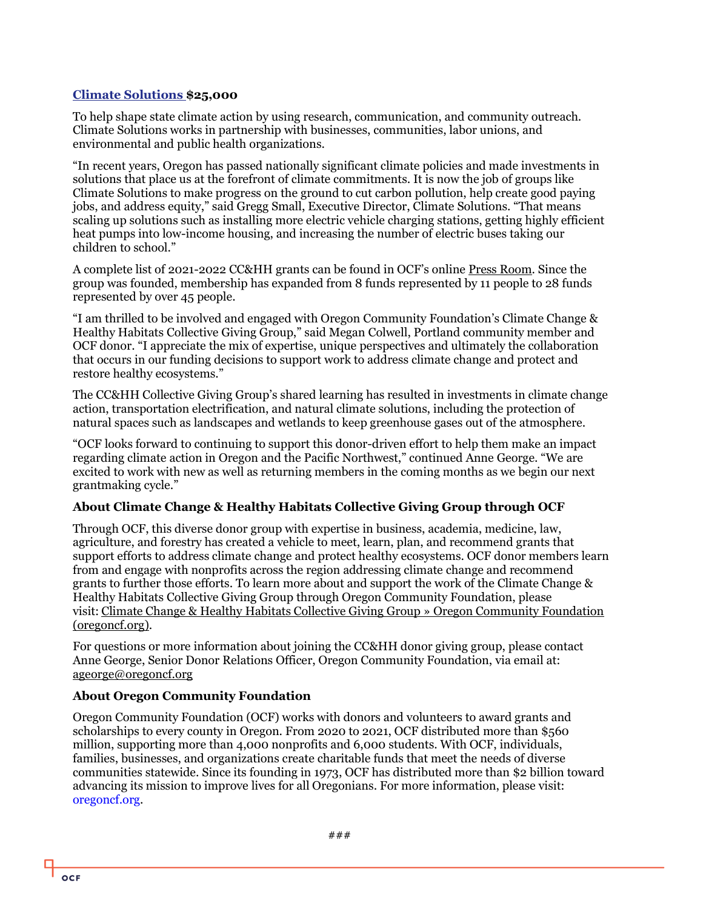**[Climate Solutions](#) $25,000**

To help shape state climate action by using research, communication, and community outreach. Climate Solutions works in partnership with businesses, communities, labor unions, and environmental and public health organizations.

"In recent years, Oregon has passed nationally significant climate policies and made investments in solutions that place us at the forefront of climate commitments. It is now the job of groups like Climate Solutions to make progress on the ground to cut carbon pollution, help create good paying jobs, and address equity," said Gregg Small, Executive Director, Climate Solutions. "That means scaling up solutions such as installing more electric vehicle charging stations, getting highly efficient heat pumps into low-income housing, and increasing the number of electric buses taking our children to school."

A complete list of 2021-2022 CC&HH grants can be found in OCF's online Press Room. Since the group was founded, membership has expanded from 8 funds represented by 11 people to 28 funds represented by over 45 people.

"I am thrilled to be involved and engaged with Oregon Community Foundation's Climate Change & Healthy Habitats Collective Giving Group," said Megan Colwell, Portland community member and OCF donor. "I appreciate the mix of expertise, unique perspectives and ultimately the collaboration that occurs in our funding decisions to support work to address climate change and protect and restore healthy ecosystems."

The CC&HH Collective Giving Group's shared learning has resulted in investments in climate change action, transportation electrification, and natural climate solutions, including the protection of natural spaces such as landscapes and wetlands to keep greenhouse gases out of the atmosphere.

"OCF looks forward to continuing to support this donor-driven effort to help them make an impact regarding climate action in Oregon and the Pacific Northwest," continued Anne George. "We are excited to work with new as well as returning members in the coming months as we begin our next grantmaking cycle."

**About Climate Change & Healthy Habitats Collective Giving Group through OCF**

Through OCF, this diverse donor group with expertise in business, academia, medicine, law, agriculture, and forestry has created a vehicle to meet, learn, plan, and recommend grants that support efforts to address climate change and protect healthy ecosystems. OCF donor members learn from and engage with nonprofits across the region addressing climate change and recommend grants to further those efforts. To learn more about and support the work of the Climate Change & Healthy Habitats Collective Giving Group through Oregon Community Foundation, please visit: Climate Change & Healthy Habitats Collective Giving Group » Oregon Community Foundation (oregoncf.org).

For questions or more information about joining the CC&HH donor giving group, please contact Anne George, Senior Donor Relations Officer, Oregon Community Foundation, via email at: ageorge@oregoncf.org

**About Oregon Community Foundation**

Oregon Community Foundation (OCF) works with donors and volunteers to award grants and scholarships to every county in Oregon. From 2020 to 2021, OCF distributed more than $560 million, supporting more than 4,000 nonprofits and 6,000 students. With OCF, individuals, families, businesses, and organizations create charitable funds that meet the needs of diverse communities statewide. Since its founding in 1973, OCF has distributed more than $2 billion toward advancing its mission to improve lives for all Oregonians. For more information, please visit: oregoncf.org.

###